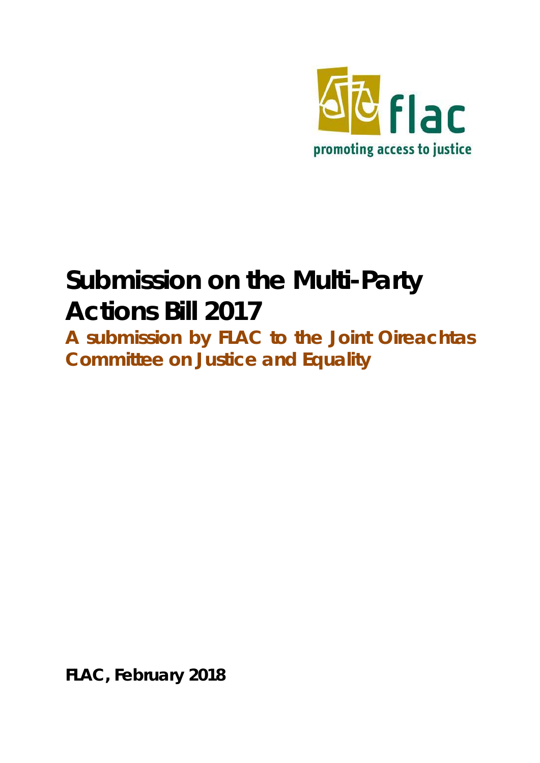flac

promoting access to justice

# Submission on the Multi-Party Actions Bill 2017

## A submission by FLAC to the Joint Oireachtas Committee on Justice and Equality

**FLAC, February 2018**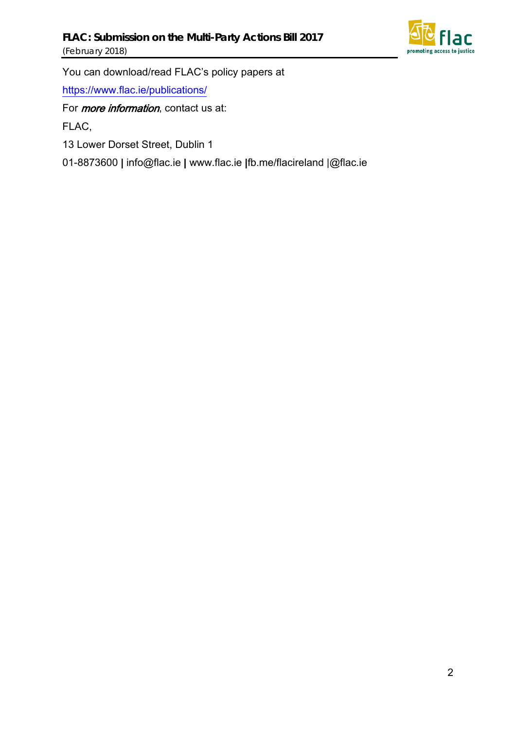You can download/read FLAC's policy papers at

https://www.flac.ie/publications/

For *more information*, contact us at:

FLAC,

13 Lower Dorset Street, Dublin 1

01-8873600 | info@flac.ie | www.flac.ie |fb.me/flacireland |@flac.ie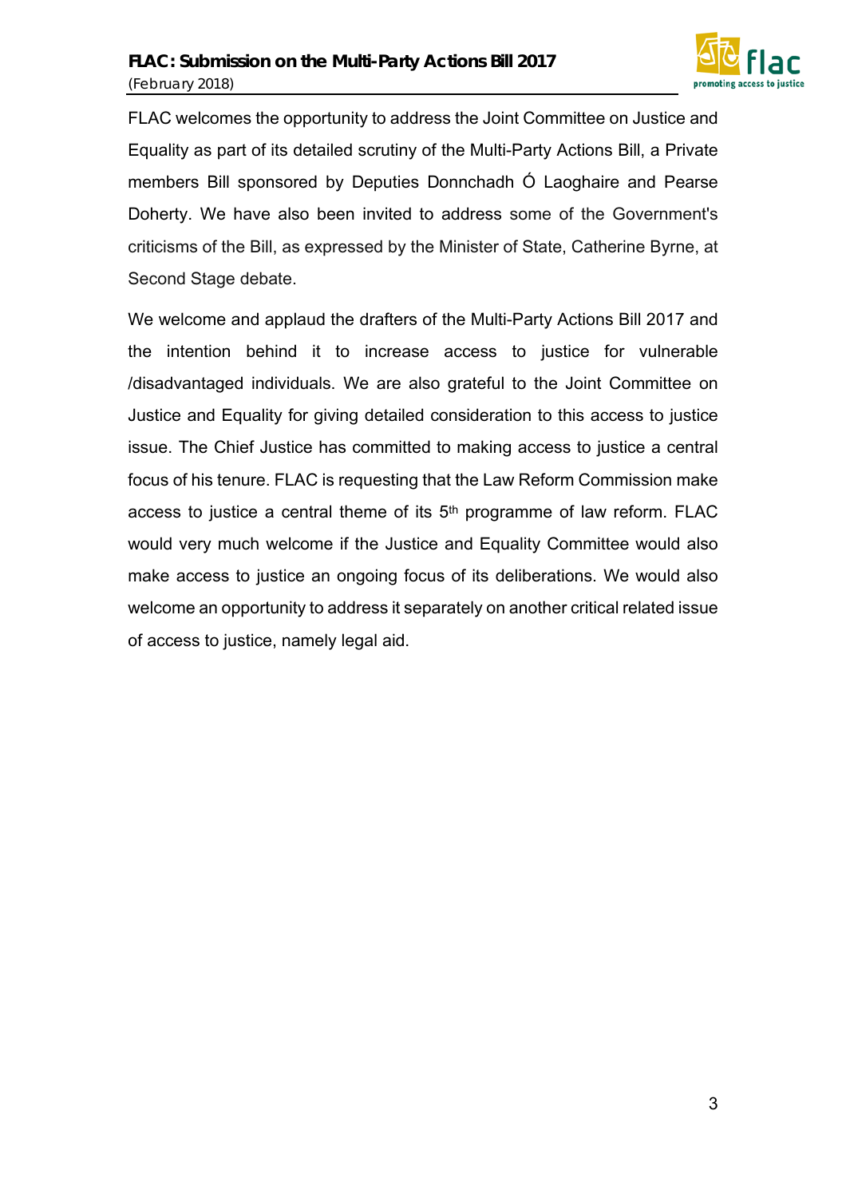FLAC welcomes the opportunity to address the Joint Committee on Justice and Equality as part of its detailed scrutiny of the Multi-Party Actions Bill, a Private members Bill sponsored by Deputies Donnchadh Ó Laoghaire and Pearse Doherty. We have also been invited to address some of the Government's criticisms of the Bill, as expressed by the Minister of State, Catherine Byrne, at Second Stage debate.

We welcome and applaud the drafters of the Multi-Party Actions Bill 2017 and the intention behind it to increase access to justice for vulnerable /disadvantaged individuals. We are also grateful to the Joint Committee on Justice and Equality for giving detailed consideration to this access to justice issue. The Chief Justice has committed to making access to justice a central focus of his tenure. FLAC is requesting that the Law Reform Commission make access to justice a central theme of its 5th programme of law reform. FLAC would very much welcome if the Justice and Equality Committee would also make access to justice an ongoing focus of its deliberations. We would also welcome an opportunity to address it separately on another critical related issue of access to justice, namely legal aid.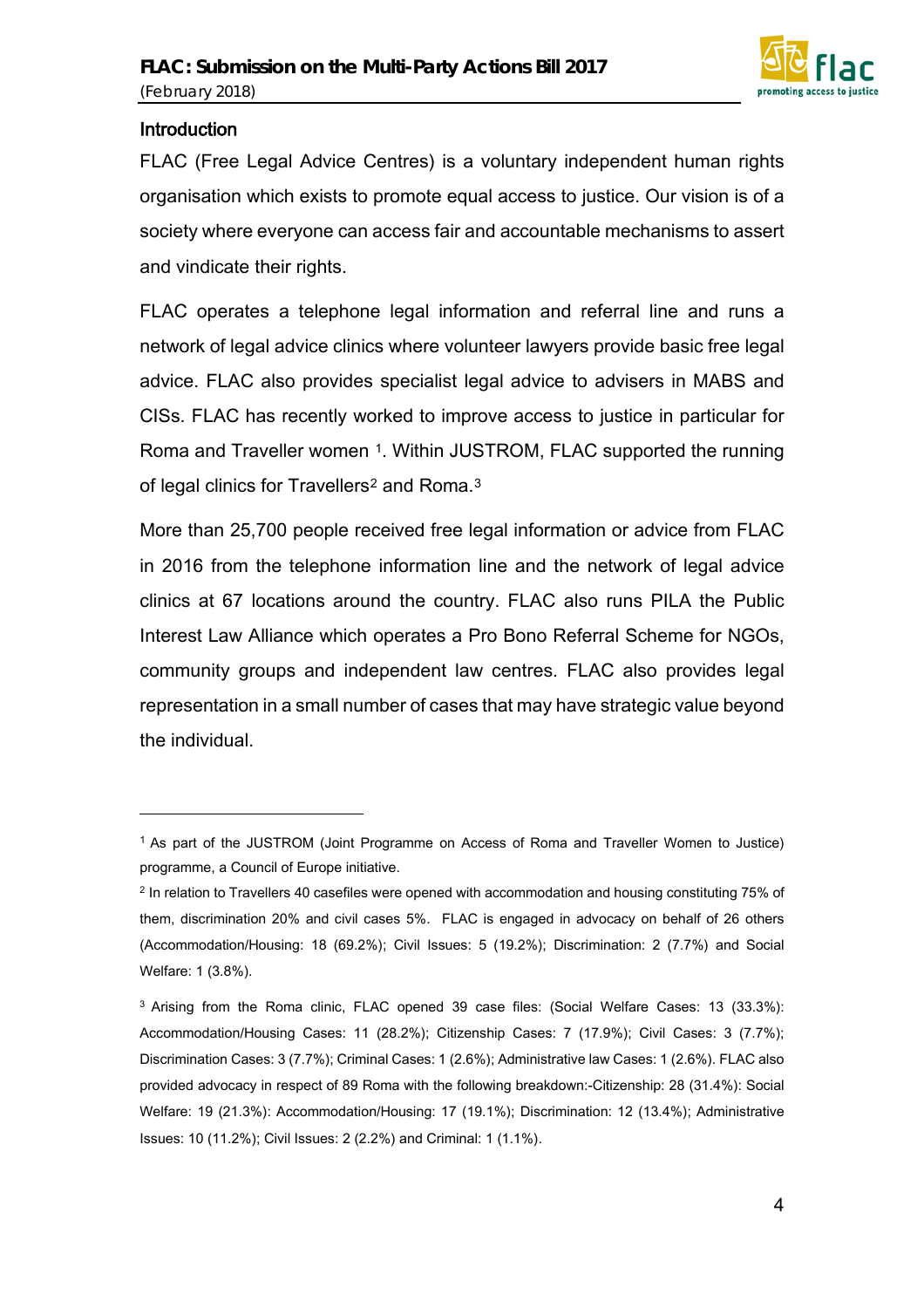## Introduction

FLAC (Free Legal Advice Centres) is a voluntary independent human rights organisation which exists to promote equal access to justice. Our vision is of a society where everyone can access fair and accountable mechanisms to assert and vindicate their rights.

FLAC operates a telephone legal information and referral line and runs a network of legal advice clinics where volunteer lawyers provide basic free legal advice. FLAC also provides specialist legal advice to advisers in MABS and CISs. FLAC has recently worked to improve access to justice in particular for Roma and Traveller women [1]. Within JUSTROM, FLAC supported the running of legal clinics for Travellers[2] and Roma.[3]

More than 25,700 people received free legal information or advice from FLAC in 2016 from the telephone information line and the network of legal advice clinics at 67 locations around the country. FLAC also runs PILA the Public Interest Law Alliance which operates a Pro Bono Referral Scheme for NGOs, community groups and independent law centres. FLAC also provides legal representation in a small number of cases that may have strategic value beyond the individual.

---

[1] As part of the JUSTROM (Joint Programme on Access of Roma and Traveller Women to Justice) programme, a Council of Europe initiative.

[2] In relation to Travellers 40 casefiles were opened with accommodation and housing constituting 75% of them, discrimination 20% and civil cases 5%. FLAC is engaged in advocacy on behalf of 26 others (Accommodation/Housing: 18 (69.2%); Civil Issues: 5 (19.2%); Discrimination: 2 (7.7%) and Social Welfare: 1 (3.8%).

[3] Arising from the Roma clinic, FLAC opened 39 case files: (Social Welfare Cases: 13 (33.3%): Accommodation/Housing Cases: 11 (28.2%); Citizenship Cases: 7 (17.9%); Civil Cases: 3 (7.7%); Discrimination Cases: 3 (7.7%); Criminal Cases: 1 (2.6%); Administrative law Cases: 1 (2.6%). FLAC also provided advocacy in respect of 89 Roma with the following breakdown:-Citizenship: 28 (31.4%): Social Welfare: 19 (21.3%): Accommodation/Housing: 17 (19.1%); Discrimination: 12 (13.4%); Administrative Issues: 10 (11.2%); Civil Issues: 2 (2.2%) and Criminal: 1 (1.1%).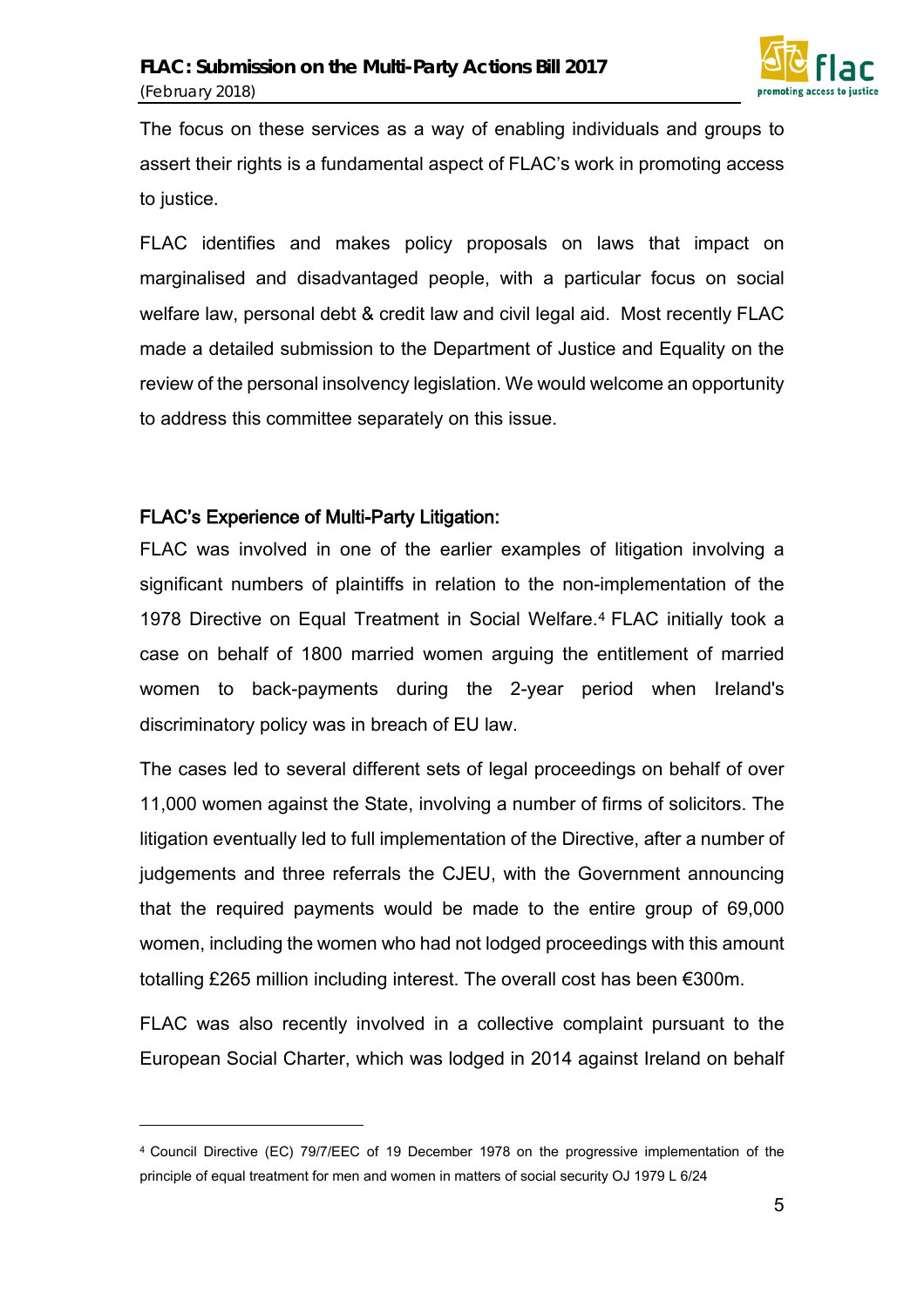The focus on these services as a way of enabling individuals and groups to assert their rights is a fundamental aspect of FLAC's work in promoting access to justice.

FLAC identifies and makes policy proposals on laws that impact on marginalised and disadvantaged people, with a particular focus on social welfare law, personal debt & credit law and civil legal aid. Most recently FLAC made a detailed submission to the Department of Justice and Equality on the review of the personal insolvency legislation. We would welcome an opportunity to address this committee separately on this issue.

## FLAC's Experience of Multi-Party Litigation:

FLAC was involved in one of the earlier examples of litigation involving a significant numbers of plaintiffs in relation to the non-implementation of the 1978 Directive on Equal Treatment in Social Welfare.[4] FLAC initially took a case on behalf of 1800 married women arguing the entitlement of married women to back-payments during the 2-year period when Ireland's discriminatory policy was in breach of EU law.

The cases led to several different sets of legal proceedings on behalf of over 11,000 women against the State, involving a number of firms of solicitors. The litigation eventually led to full implementation of the Directive, after a number of judgements and three referrals the CJEU, with the Government announcing that the required payments would be made to the entire group of 69,000 women, including the women who had not lodged proceedings with this amount totalling £265 million including interest. The overall cost has been €300m.

FLAC was also recently involved in a collective complaint pursuant to the European Social Charter, which was lodged in 2014 against Ireland on behalf

[4] Council Directive (EC) 79/7/EEC of 19 December 1978 on the progressive implementation of the principle of equal treatment for men and women in matters of social security OJ 1979 L 6/24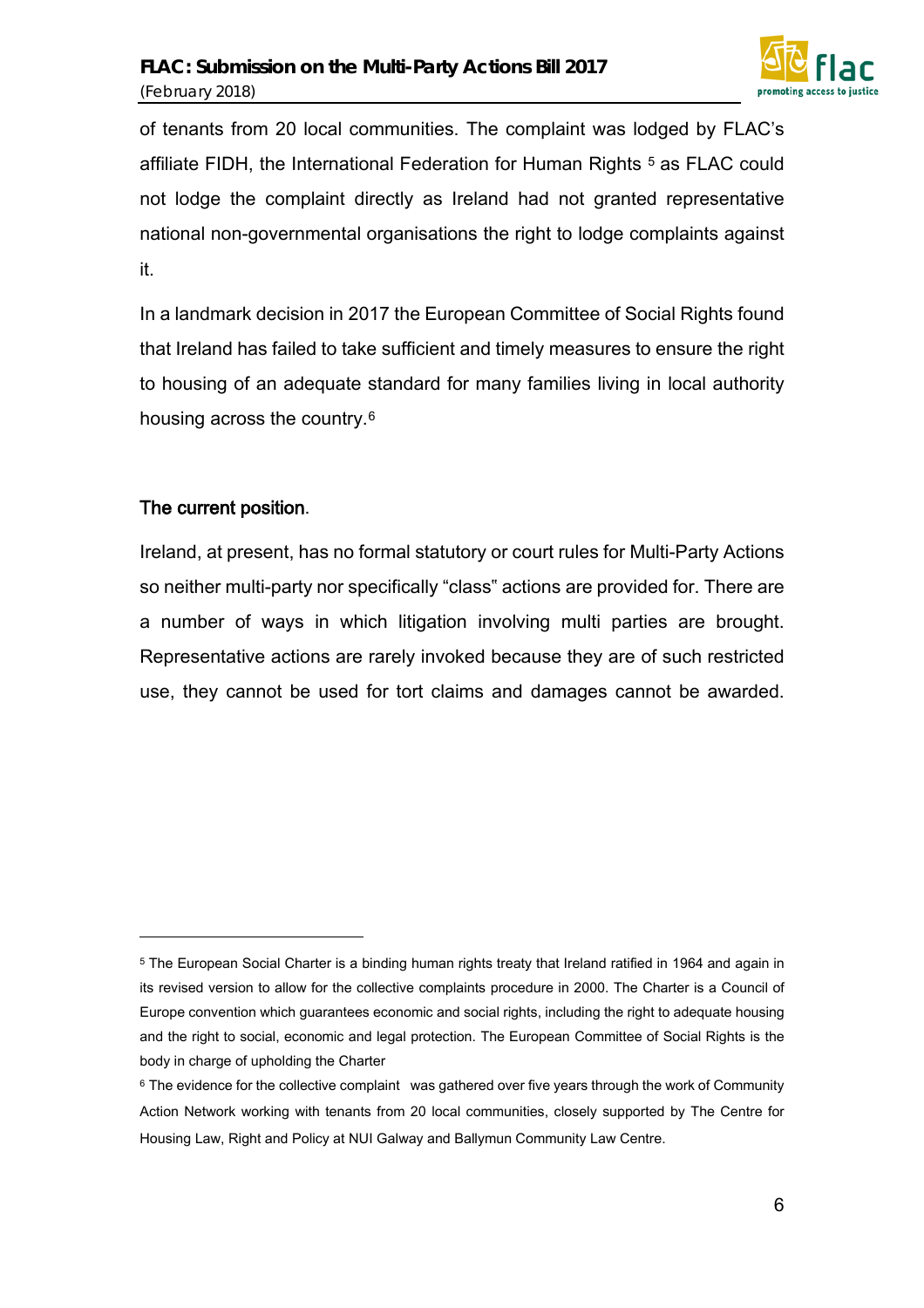of tenants from 20 local communities. The complaint was lodged by FLAC's affiliate FIDH, the International Federation for Human Rights [5] as FLAC could not lodge the complaint directly as Ireland had not granted representative national non-governmental organisations the right to lodge complaints against it.

In a landmark decision in 2017 the European Committee of Social Rights found that Ireland has failed to take sufficient and timely measures to ensure the right to housing of an adequate standard for many families living in local authority housing across the country.[6]

**The current position**.

Ireland, at present, has no formal statutory or court rules for Multi-Party Actions so neither multi-party nor specifically "class" actions are provided for. There are a number of ways in which litigation involving multi parties are brought. Representative actions are rarely invoked because they are of such restricted use, they cannot be used for tort claims and damages cannot be awarded.

---

[5] The European Social Charter is a binding human rights treaty that Ireland ratified in 1964 and again in its revised version to allow for the collective complaints procedure in 2000. The Charter is a Council of Europe convention which guarantees economic and social rights, including the right to adequate housing and the right to social, economic and legal protection. The European Committee of Social Rights is the body in charge of upholding the Charter

[6] The evidence for the collective complaint was gathered over five years through the work of Community Action Network working with tenants from 20 local communities, closely supported by The Centre for Housing Law, Right and Policy at NUI Galway and Ballymun Community Law Centre.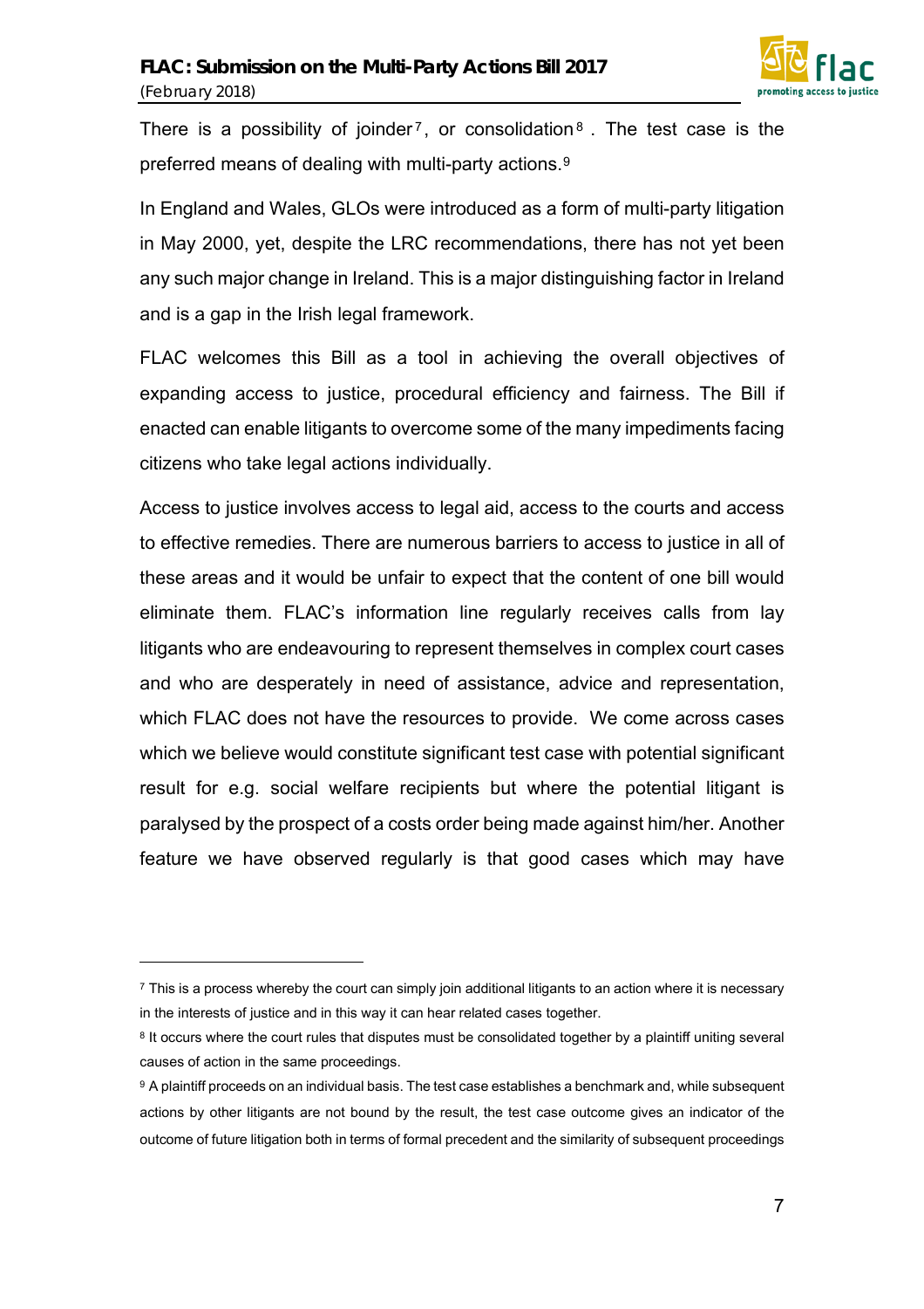There is a possibility of joinder[7], or consolidation[8]. The test case is the preferred means of dealing with multi-party actions.[9]

In England and Wales, GLOs were introduced as a form of multi-party litigation in May 2000, yet, despite the LRC recommendations, there has not yet been any such major change in Ireland. This is a major distinguishing factor in Ireland and is a gap in the Irish legal framework.

FLAC welcomes this Bill as a tool in achieving the overall objectives of expanding access to justice, procedural efficiency and fairness. The Bill if enacted can enable litigants to overcome some of the many impediments facing citizens who take legal actions individually.

Access to justice involves access to legal aid, access to the courts and access to effective remedies. There are numerous barriers to access to justice in all of these areas and it would be unfair to expect that the content of one bill would eliminate them. FLAC's information line regularly receives calls from lay litigants who are endeavouring to represent themselves in complex court cases and who are desperately in need of assistance, advice and representation, which FLAC does not have the resources to provide. We come across cases which we believe would constitute significant test case with potential significant result for e.g. social welfare recipients but where the potential litigant is paralysed by the prospect of a costs order being made against him/her. Another feature we have observed regularly is that good cases which may have

---

[7] This is a process whereby the court can simply join additional litigants to an action where it is necessary in the interests of justice and in this way it can hear related cases together.

[8] It occurs where the court rules that disputes must be consolidated together by a plaintiff uniting several causes of action in the same proceedings.

[9] A plaintiff proceeds on an individual basis. The test case establishes a benchmark and, while subsequent actions by other litigants are not bound by the result, the test case outcome gives an indicator of the outcome of future litigation both in terms of formal precedent and the similarity of subsequent proceedings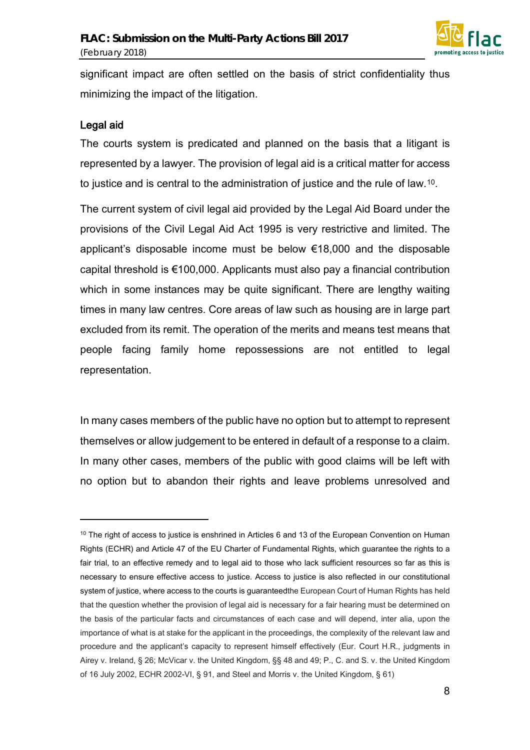significant impact are often settled on the basis of strict confidentiality thus minimizing the impact of the litigation.

## Legal aid

The courts system is predicated and planned on the basis that a litigant is represented by a lawyer. The provision of legal aid is a critical matter for access to justice and is central to the administration of justice and the rule of law.[10].

The current system of civil legal aid provided by the Legal Aid Board under the provisions of the Civil Legal Aid Act 1995 is very restrictive and limited. The applicant's disposable income must be below €18,000 and the disposable capital threshold is €100,000. Applicants must also pay a financial contribution which in some instances may be quite significant. There are lengthy waiting times in many law centres. Core areas of law such as housing are in large part excluded from its remit. The operation of the merits and means test means that people facing family home repossessions are not entitled to legal representation.

In many cases members of the public have no option but to attempt to represent themselves or allow judgement to be entered in default of a response to a claim. In many other cases, members of the public with good claims will be left with no option but to abandon their rights and leave problems unresolved and

---

[10] The right of access to justice is enshrined in Articles 6 and 13 of the European Convention on Human Rights (ECHR) and Article 47 of the EU Charter of Fundamental Rights, which guarantee the rights to a fair trial, to an effective remedy and to legal aid to those who lack sufficient resources so far as this is necessary to ensure effective access to justice. Access to justice is also reflected in our constitutional system of justice, where access to the courts is guaranteedthe European Court of Human Rights has held that the question whether the provision of legal aid is necessary for a fair hearing must be determined on the basis of the particular facts and circumstances of each case and will depend, inter alia, upon the importance of what is at stake for the applicant in the proceedings, the complexity of the relevant law and procedure and the applicant's capacity to represent himself effectively (Eur. Court H.R., judgments in Airey v. Ireland, § 26; McVicar v. the United Kingdom, §§ 48 and 49; P., C. and S. v. the United Kingdom of 16 July 2002, ECHR 2002-VI, § 91, and Steel and Morris v. the United Kingdom, § 61)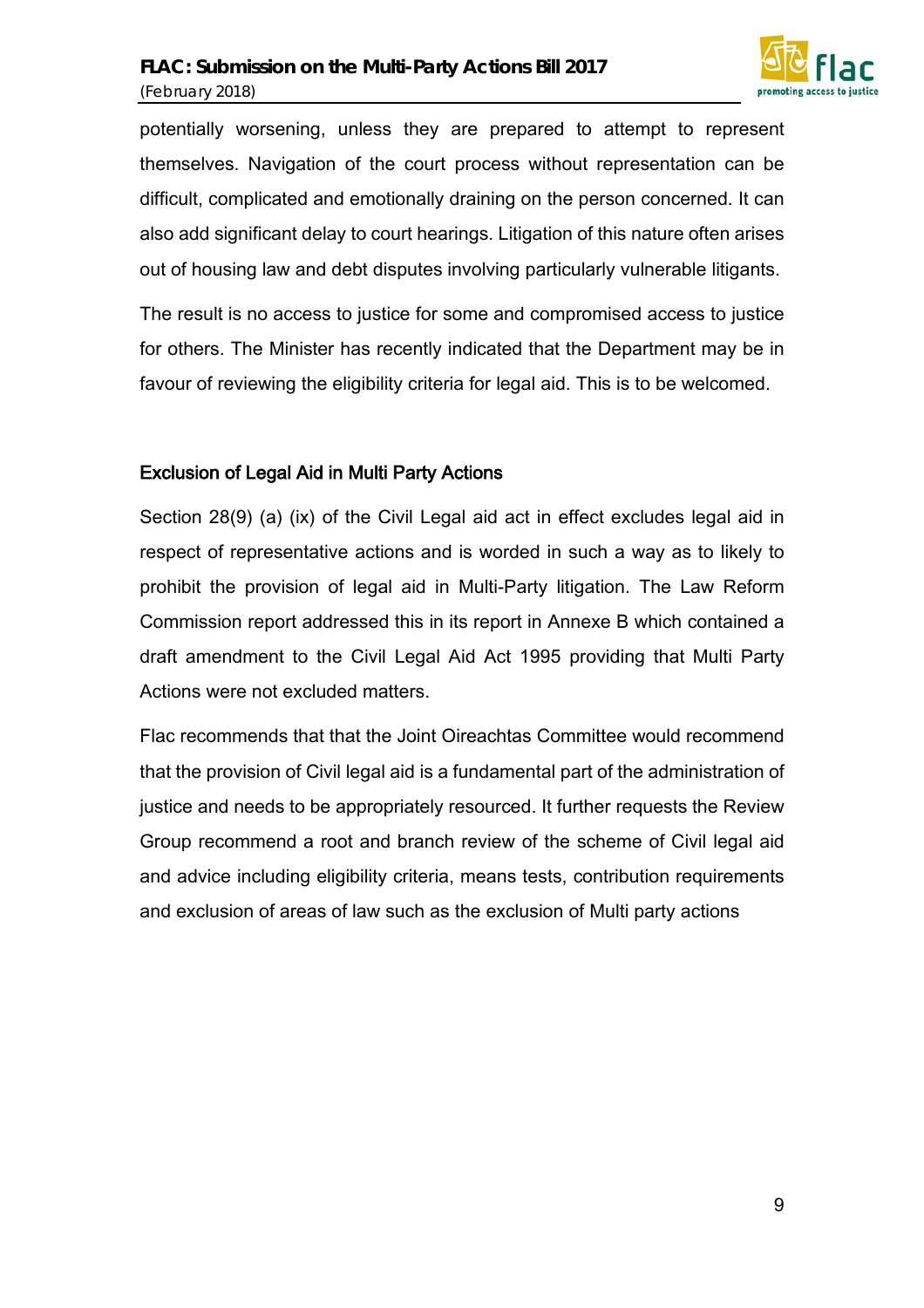potentially worsening, unless they are prepared to attempt to represent themselves. Navigation of the court process without representation can be difficult, complicated and emotionally draining on the person concerned. It can also add significant delay to court hearings. Litigation of this nature often arises out of housing law and debt disputes involving particularly vulnerable litigants.

The result is no access to justice for some and compromised access to justice for others. The Minister has recently indicated that the Department may be in favour of reviewing the eligibility criteria for legal aid. This is to be welcomed.

## Exclusion of Legal Aid in Multi Party Actions

Section 28(9) (a) (ix) of the Civil Legal aid act in effect excludes legal aid in respect of representative actions and is worded in such a way as to likely to prohibit the provision of legal aid in Multi-Party litigation. The Law Reform Commission report addressed this in its report in Annexe B which contained a draft amendment to the Civil Legal Aid Act 1995 providing that Multi Party Actions were not excluded matters.

Flac recommends that that the Joint Oireachtas Committee would recommend that the provision of Civil legal aid is a fundamental part of the administration of justice and needs to be appropriately resourced. It further requests the Review Group recommend a root and branch review of the scheme of Civil legal aid and advice including eligibility criteria, means tests, contribution requirements and exclusion of areas of law such as the exclusion of Multi party actions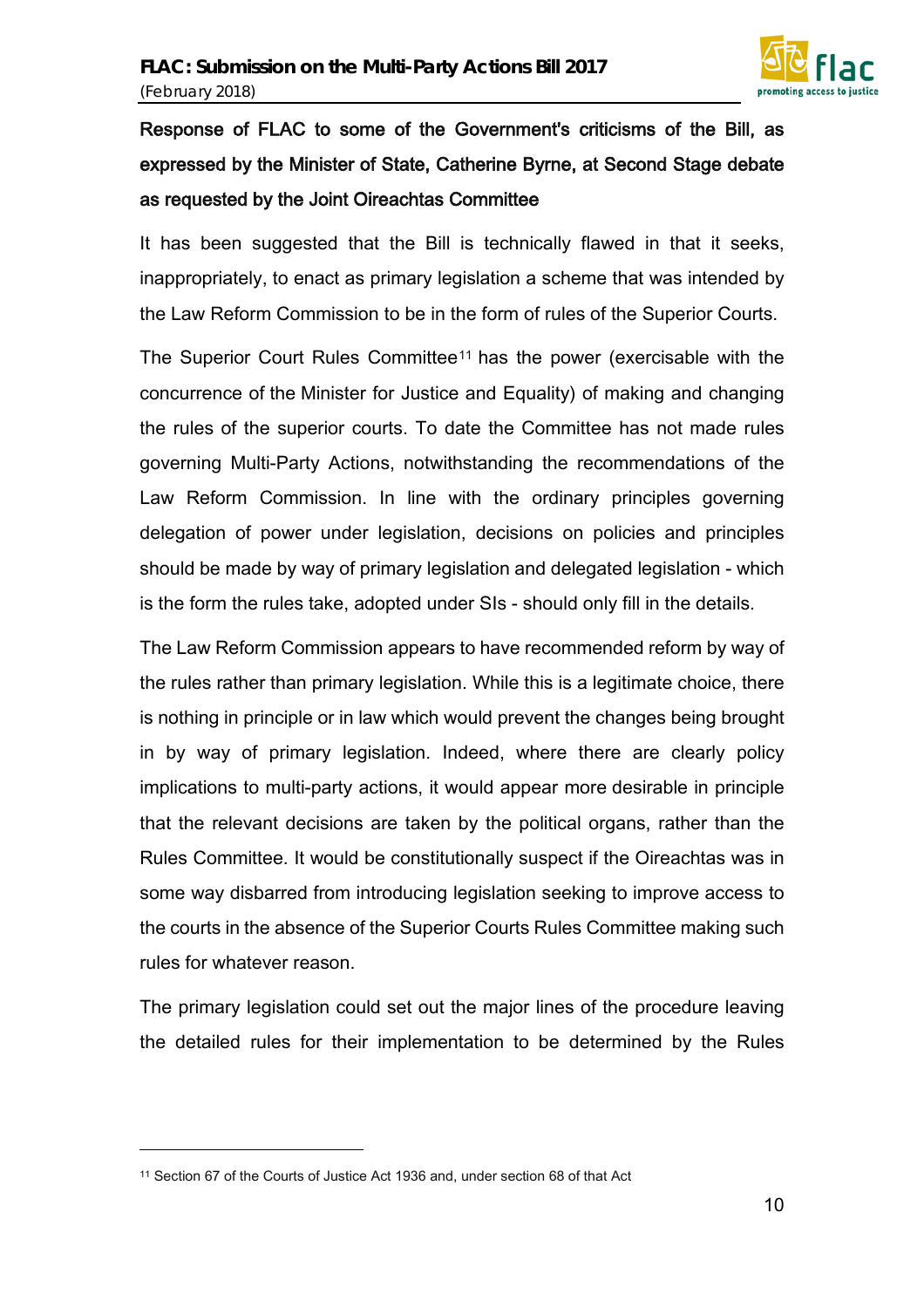**Response of FLAC to some of the Government's criticisms of the Bill, as expressed by the Minister of State, Catherine Byrne, at Second Stage debate as requested by the Joint Oireachtas Committee**

It has been suggested that the Bill is technically flawed in that it seeks, inappropriately, to enact as primary legislation a scheme that was intended by the Law Reform Commission to be in the form of rules of the Superior Courts.

The Superior Court Rules Committee[11] has the power (exercisable with the concurrence of the Minister for Justice and Equality) of making and changing the rules of the superior courts. To date the Committee has not made rules governing Multi-Party Actions, notwithstanding the recommendations of the Law Reform Commission. In line with the ordinary principles governing delegation of power under legislation, decisions on policies and principles should be made by way of primary legislation and delegated legislation - which is the form the rules take, adopted under SIs - should only fill in the details.

The Law Reform Commission appears to have recommended reform by way of the rules rather than primary legislation. While this is a legitimate choice, there is nothing in principle or in law which would prevent the changes being brought in by way of primary legislation. Indeed, where there are clearly policy implications to multi-party actions, it would appear more desirable in principle that the relevant decisions are taken by the political organs, rather than the Rules Committee. It would be constitutionally suspect if the Oireachtas was in some way disbarred from introducing legislation seeking to improve access to the courts in the absence of the Superior Courts Rules Committee making such rules for whatever reason.

The primary legislation could set out the major lines of the procedure leaving the detailed rules for their implementation to be determined by the Rules

---

[11] Section 67 of the Courts of Justice Act 1936 and, under section 68 of that Act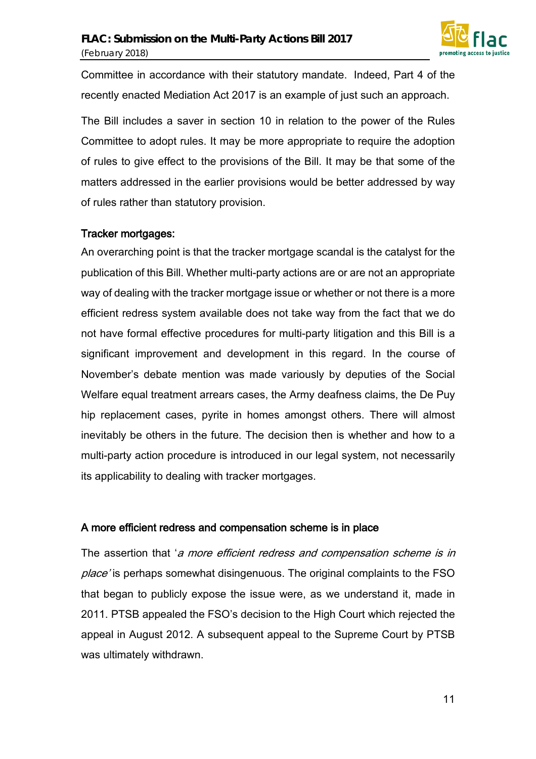Committee in accordance with their statutory mandate. Indeed, Part 4 of the recently enacted Mediation Act 2017 is an example of just such an approach.

The Bill includes a saver in section 10 in relation to the power of the Rules Committee to adopt rules. It may be more appropriate to require the adoption of rules to give effect to the provisions of the Bill. It may be that some of the matters addressed in the earlier provisions would be better addressed by way of rules rather than statutory provision.

### Tracker mortgages:

An overarching point is that the tracker mortgage scandal is the catalyst for the publication of this Bill. Whether multi-party actions are or are not an appropriate way of dealing with the tracker mortgage issue or whether or not there is a more efficient redress system available does not take way from the fact that we do not have formal effective procedures for multi-party litigation and this Bill is a significant improvement and development in this regard. In the course of November's debate mention was made variously by deputies of the Social Welfare equal treatment arrears cases, the Army deafness claims, the De Puy hip replacement cases, pyrite in homes amongst others. There will almost inevitably be others in the future. The decision then is whether and how to a multi-party action procedure is introduced in our legal system, not necessarily its applicability to dealing with tracker mortgages.

### A more efficient redress and compensation scheme is in place

The assertion that '*a more efficient redress and compensation scheme is in place*' is perhaps somewhat disingenuous. The original complaints to the FSO that began to publicly expose the issue were, as we understand it, made in 2011. PTSB appealed the FSO's decision to the High Court which rejected the appeal in August 2012. A subsequent appeal to the Supreme Court by PTSB was ultimately withdrawn.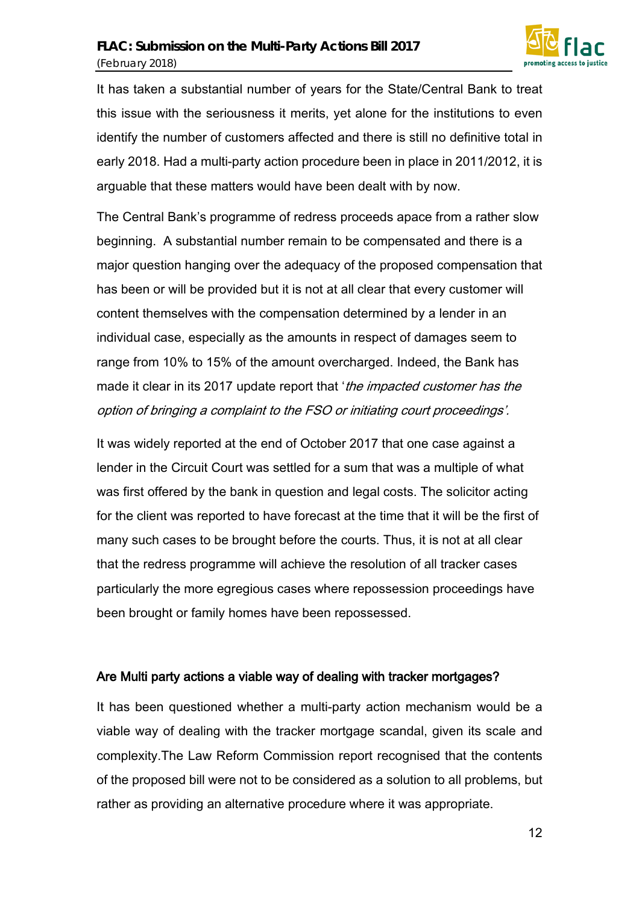It has taken a substantial number of years for the State/Central Bank to treat this issue with the seriousness it merits, yet alone for the institutions to even identify the number of customers affected and there is still no definitive total in early 2018. Had a multi-party action procedure been in place in 2011/2012, it is arguable that these matters would have been dealt with by now.

The Central Bank's programme of redress proceeds apace from a rather slow beginning. A substantial number remain to be compensated and there is a major question hanging over the adequacy of the proposed compensation that has been or will be provided but it is not at all clear that every customer will content themselves with the compensation determined by a lender in an individual case, especially as the amounts in respect of damages seem to range from 10% to 15% of the amount overcharged. Indeed, the Bank has made it clear in its 2017 update report that '*the impacted customer has the option of bringing a complaint to the FSO or initiating court proceedings'*.

It was widely reported at the end of October 2017 that one case against a lender in the Circuit Court was settled for a sum that was a multiple of what was first offered by the bank in question and legal costs. The solicitor acting for the client was reported to have forecast at the time that it will be the first of many such cases to be brought before the courts. Thus, it is not at all clear that the redress programme will achieve the resolution of all tracker cases particularly the more egregious cases where repossession proceedings have been brought or family homes have been repossessed.

## Are Multi party actions a viable way of dealing with tracker mortgages?

It has been questioned whether a multi-party action mechanism would be a viable way of dealing with the tracker mortgage scandal, given its scale and complexity.The Law Reform Commission report recognised that the contents of the proposed bill were not to be considered as a solution to all problems, but rather as providing an alternative procedure where it was appropriate.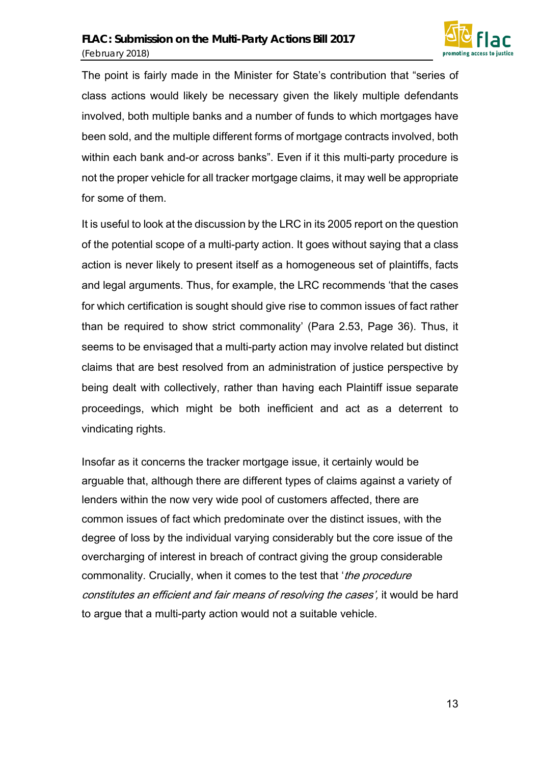The point is fairly made in the Minister for State's contribution that "series of class actions would likely be necessary given the likely multiple defendants involved, both multiple banks and a number of funds to which mortgages have been sold, and the multiple different forms of mortgage contracts involved, both within each bank and-or across banks". Even if it this multi-party procedure is not the proper vehicle for all tracker mortgage claims, it may well be appropriate for some of them.

It is useful to look at the discussion by the LRC in its 2005 report on the question of the potential scope of a multi-party action. It goes without saying that a class action is never likely to present itself as a homogeneous set of plaintiffs, facts and legal arguments. Thus, for example, the LRC recommends 'that the cases for which certification is sought should give rise to common issues of fact rather than be required to show strict commonality' (Para 2.53, Page 36). Thus, it seems to be envisaged that a multi-party action may involve related but distinct claims that are best resolved from an administration of justice perspective by being dealt with collectively, rather than having each Plaintiff issue separate proceedings, which might be both inefficient and act as a deterrent to vindicating rights.

Insofar as it concerns the tracker mortgage issue, it certainly would be arguable that, although there are different types of claims against a variety of lenders within the now very wide pool of customers affected, there are common issues of fact which predominate over the distinct issues, with the degree of loss by the individual varying considerably but the core issue of the overcharging of interest in breach of contract giving the group considerable commonality. Crucially, when it comes to the test that '*the procedure constitutes an efficient and fair means of resolving the cases',* it would be hard to argue that a multi-party action would not a suitable vehicle.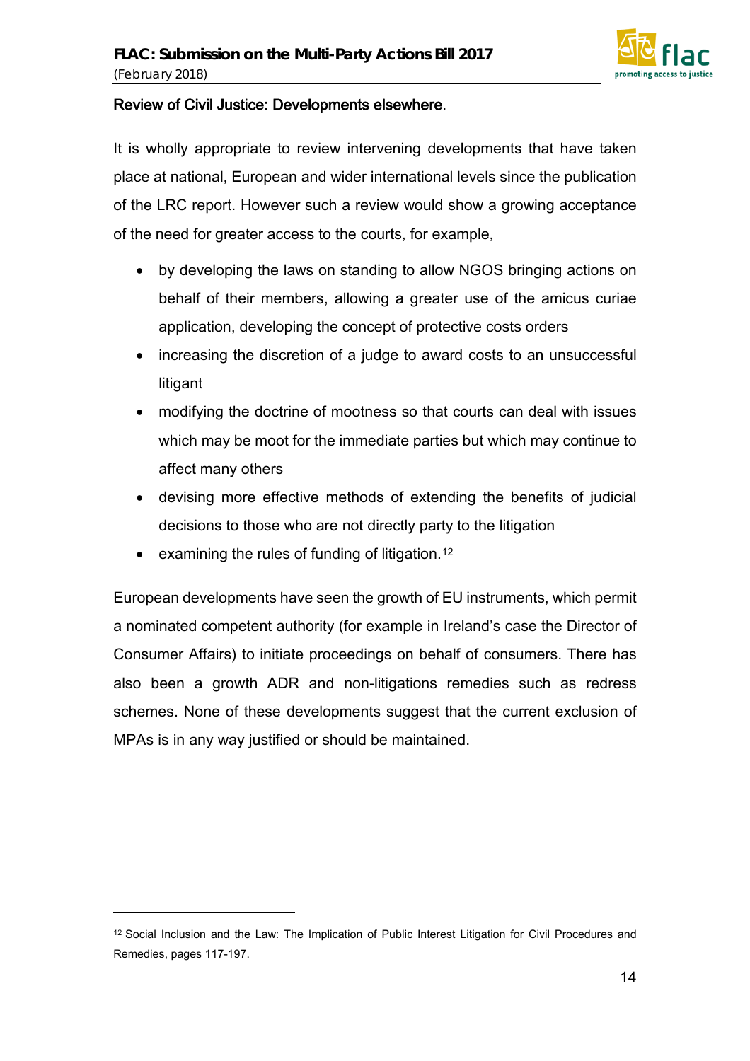## Review of Civil Justice: Developments elsewhere.

It is wholly appropriate to review intervening developments that have taken place at national, European and wider international levels since the publication of the LRC report. However such a review would show a growing acceptance of the need for greater access to the courts, for example,

- by developing the laws on standing to allow NGOS bringing actions on behalf of their members, allowing a greater use of the amicus curiae application, developing the concept of protective costs orders
- increasing the discretion of a judge to award costs to an unsuccessful litigant
- modifying the doctrine of mootness so that courts can deal with issues which may be moot for the immediate parties but which may continue to affect many others
- devising more effective methods of extending the benefits of judicial decisions to those who are not directly party to the litigation
- examining the rules of funding of litigation.[12]

European developments have seen the growth of EU instruments, which permit a nominated competent authority (for example in Ireland's case the Director of Consumer Affairs) to initiate proceedings on behalf of consumers. There has also been a growth ADR and non-litigations remedies such as redress schemes. None of these developments suggest that the current exclusion of MPAs is in any way justified or should be maintained.

[12] Social Inclusion and the Law: The Implication of Public Interest Litigation for Civil Procedures and Remedies, pages 117-197.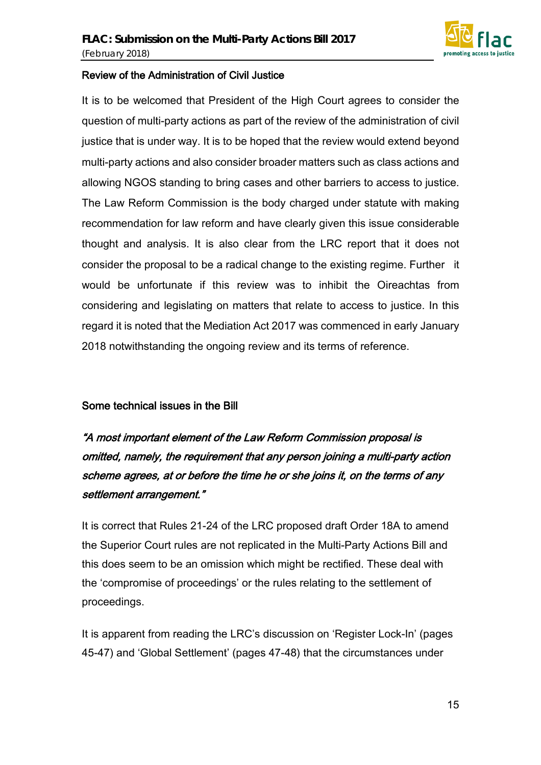### Review of the Administration of Civil Justice

It is to be welcomed that President of the High Court agrees to consider the question of multi-party actions as part of the review of the administration of civil justice that is under way. It is to be hoped that the review would extend beyond multi-party actions and also consider broader matters such as class actions and allowing NGOS standing to bring cases and other barriers to access to justice. The Law Reform Commission is the body charged under statute with making recommendation for law reform and have clearly given this issue considerable thought and analysis. It is also clear from the LRC report that it does not consider the proposal to be a radical change to the existing regime. Further it would be unfortunate if this review was to inhibit the Oireachtas from considering and legislating on matters that relate to access to justice. In this regard it is noted that the Mediation Act 2017 was commenced in early January 2018 notwithstanding the ongoing review and its terms of reference.

### Some technical issues in the Bill

***"A most important element of the Law Reform Commission proposal is omitted, namely, the requirement that any person joining a multi-party action scheme agrees, at or before the time he or she joins it, on the terms of any settlement arrangement."***

It is correct that Rules 21-24 of the LRC proposed draft Order 18A to amend the Superior Court rules are not replicated in the Multi-Party Actions Bill and this does seem to be an omission which might be rectified. These deal with the 'compromise of proceedings' or the rules relating to the settlement of proceedings.

It is apparent from reading the LRC's discussion on 'Register Lock-In' (pages 45-47) and 'Global Settlement' (pages 47-48) that the circumstances under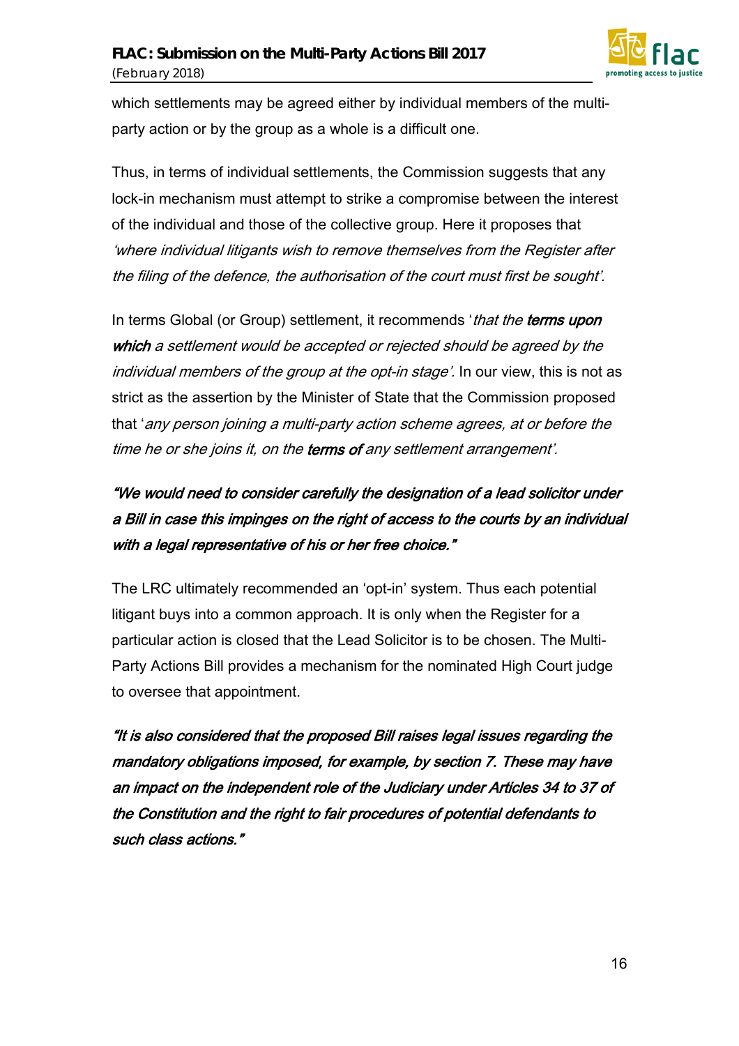which settlements may be agreed either by individual members of the multi-party action or by the group as a whole is a difficult one.

Thus, in terms of individual settlements, the Commission suggests that any lock-in mechanism must attempt to strike a compromise between the interest of the individual and those of the collective group. Here it proposes that *'where individual litigants wish to remove themselves from the Register after the filing of the defence, the authorisation of the court must first be sought'.*

In terms Global (or Group) settlement, it recommends '*that the* ***terms upon which*** *a settlement would be accepted or rejected should be agreed by the individual members of the group at the opt-in stage'.* In our view, this is not as strict as the assertion by the Minister of State that the Commission proposed that '*any person joining a multi-party action scheme agrees, at or before the time he or she joins it, on the* ***terms of*** *any settlement arrangement'.*

***"We would need to consider carefully the designation of a lead solicitor under a Bill in case this impinges on the right of access to the courts by an individual with a legal representative of his or her free choice."***

The LRC ultimately recommended an 'opt-in' system. Thus each potential litigant buys into a common approach. It is only when the Register for a particular action is closed that the Lead Solicitor is to be chosen. The Multi-Party Actions Bill provides a mechanism for the nominated High Court judge to oversee that appointment.

***"It is also considered that the proposed Bill raises legal issues regarding the mandatory obligations imposed, for example, by section 7. These may have an impact on the independent role of the Judiciary under Articles 34 to 37 of the Constitution and the right to fair procedures of potential defendants to such class actions."***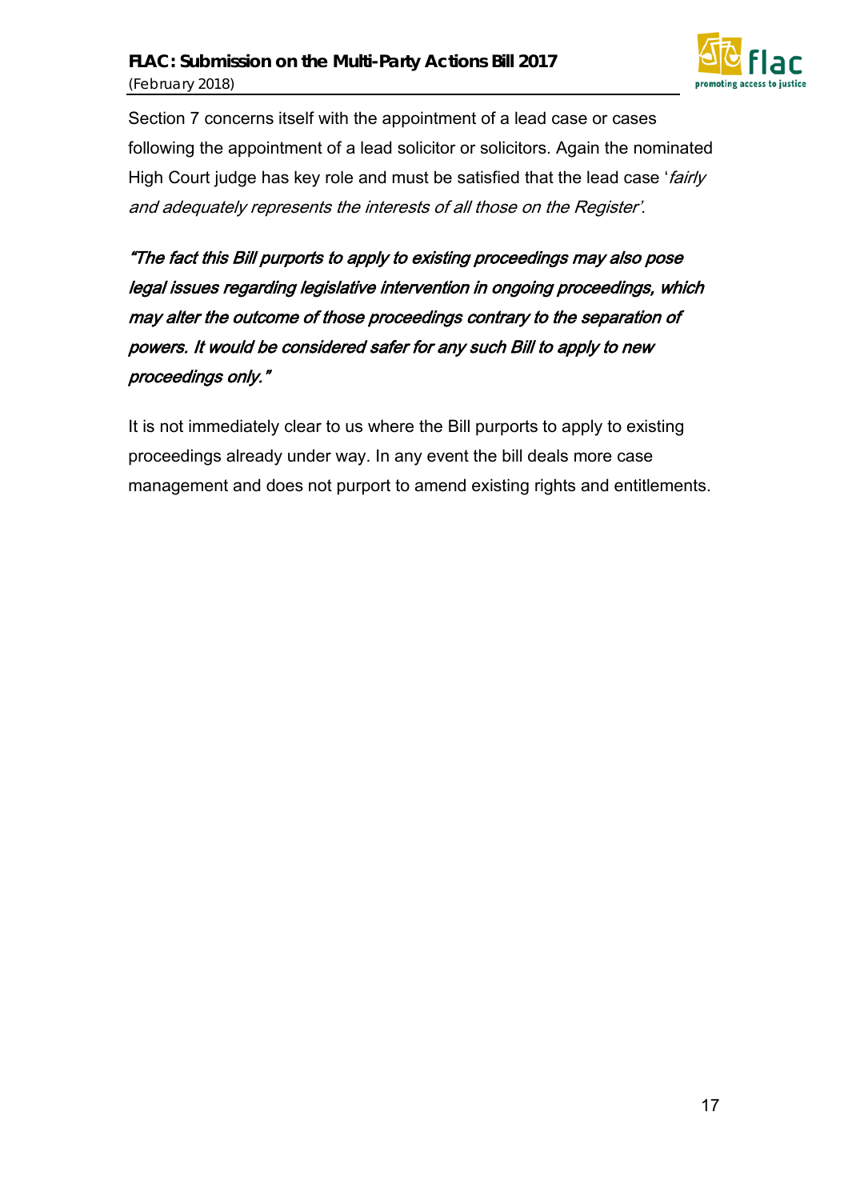Section 7 concerns itself with the appointment of a lead case or cases following the appointment of a lead solicitor or solicitors. Again the nominated High Court judge has key role and must be satisfied that the lead case '*fairly and adequately represents the interests of all those on the Register*'.

***"The fact this Bill purports to apply to existing proceedings may also pose legal issues regarding legislative intervention in ongoing proceedings, which may alter the outcome of those proceedings contrary to the separation of powers. It would be considered safer for any such Bill to apply to new proceedings only."***

It is not immediately clear to us where the Bill purports to apply to existing proceedings already under way. In any event the bill deals more case management and does not purport to amend existing rights and entitlements.